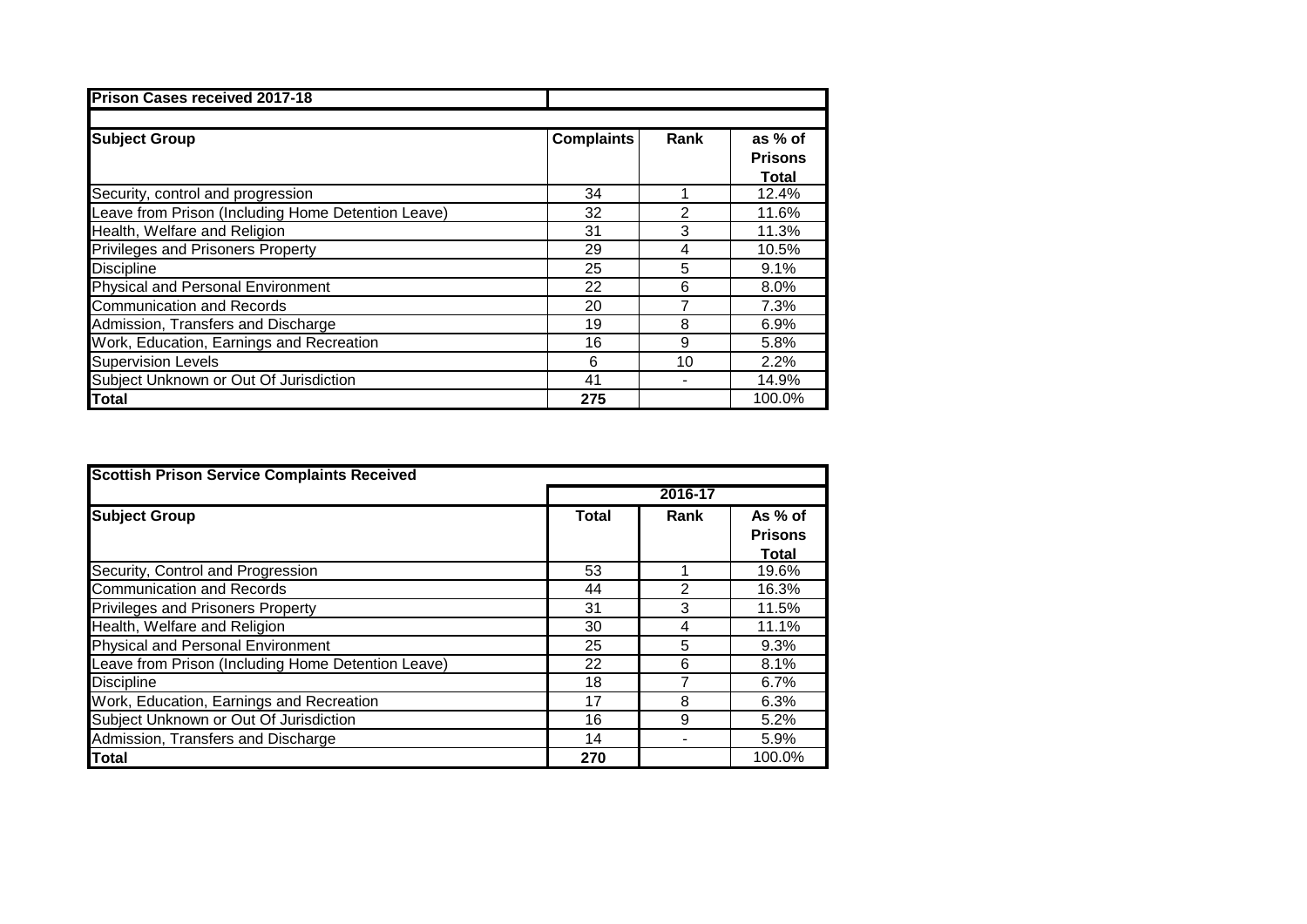| Prison Cases received 2017-18 | | | |
|---|---|---|---|
| **Subject Group** | **Complaints** | **Rank** | **as % of Prisons Total** |
| Security, control and progression | 34 | 1 | 12.4% |
| Leave from Prison (Including Home Detention Leave) | 32 | 2 | 11.6% |
| Health, Welfare and Religion | 31 | 3 | 11.3% |
| Privileges and Prisoners Property | 29 | 4 | 10.5% |
| Discipline | 25 | 5 | 9.1% |
| Physical and Personal Environment | 22 | 6 | 8.0% |
| Communication and Records | 20 | 7 | 7.3% |
| Admission, Transfers and Discharge | 19 | 8 | 6.9% |
| Work, Education, Earnings and Recreation | 16 | 9 | 5.8% |
| Supervision Levels | 6 | 10 | 2.2% |
| Subject Unknown or Out Of Jurisdiction | 41 | - | 14.9% |
| **Total** | **275** | | 100.0% |

| Scottish Prison Service Complaints Received | | | |
|---|---|---|---|
| | 2016-17 | | |
| **Subject Group** | **Total** | **Rank** | **As % of Prisons Total** |
| Security, Control and Progression | 53 | 1 | 19.6% |
| Communication and Records | 44 | 2 | 16.3% |
| Privileges and Prisoners Property | 31 | 3 | 11.5% |
| Health, Welfare and Religion | 30 | 4 | 11.1% |
| Physical and Personal Environment | 25 | 5 | 9.3% |
| Leave from Prison (Including Home Detention Leave) | 22 | 6 | 8.1% |
| Discipline | 18 | 7 | 6.7% |
| Work, Education, Earnings and Recreation | 17 | 8 | 6.3% |
| Subject Unknown or Out Of Jurisdiction | 16 | 9 | 5.2% |
| Admission, Transfers and Discharge | 14 | - | 5.9% |
| **Total** | **270** | | 100.0% |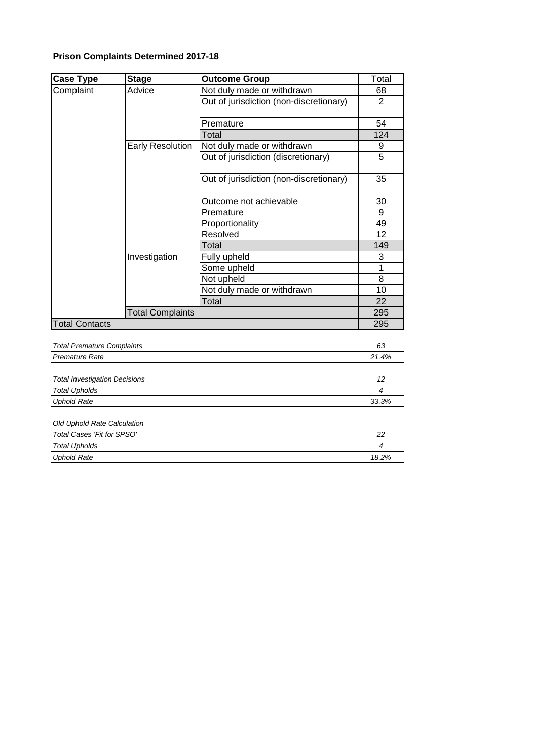**Prison Complaints Determined 2017-18**

| Case Type | Stage | Outcome Group | Total |
|---|---|---|---|
| Complaint | Advice | Not duly made or withdrawn | 68 |
| | | Out of jurisdiction (non-discretionary) | 2 |
| | | Premature | 54 |
| | | Total | 124 |
| | Early Resolution | Not duly made or withdrawn | 9 |
| | | Out of jurisdiction (discretionary) | 5 |
| | | Out of jurisdiction (non-discretionary) | 35 |
| | | Outcome not achievable | 30 |
| | | Premature | 9 |
| | | Proportionality | 49 |
| | | Resolved | 12 |
| | | Total | 149 |
| | Investigation | Fully upheld | 3 |
| | | Some upheld | 1 |
| | | Not upheld | 8 |
| | | Not duly made or withdrawn | 10 |
| | | Total | 22 |
| | Total Complaints | | 295 |
| Total Contacts | | | 295 |

| | |
|---|---|
| *Total Premature Complaints* | *63* |
| *Premature Rate* | *21.4%* |
| | |
| *Total Investigation Decisions* | *12* |
| *Total Upholds* | *4* |
| *Uphold Rate* | *33.3%* |
| | |
| *Old Uphold Rate Calculation* | |
| *Total Cases 'Fit for SPSO'* | *22* |
| *Total Upholds* | *4* |
| *Uphold Rate* | *18.2%* |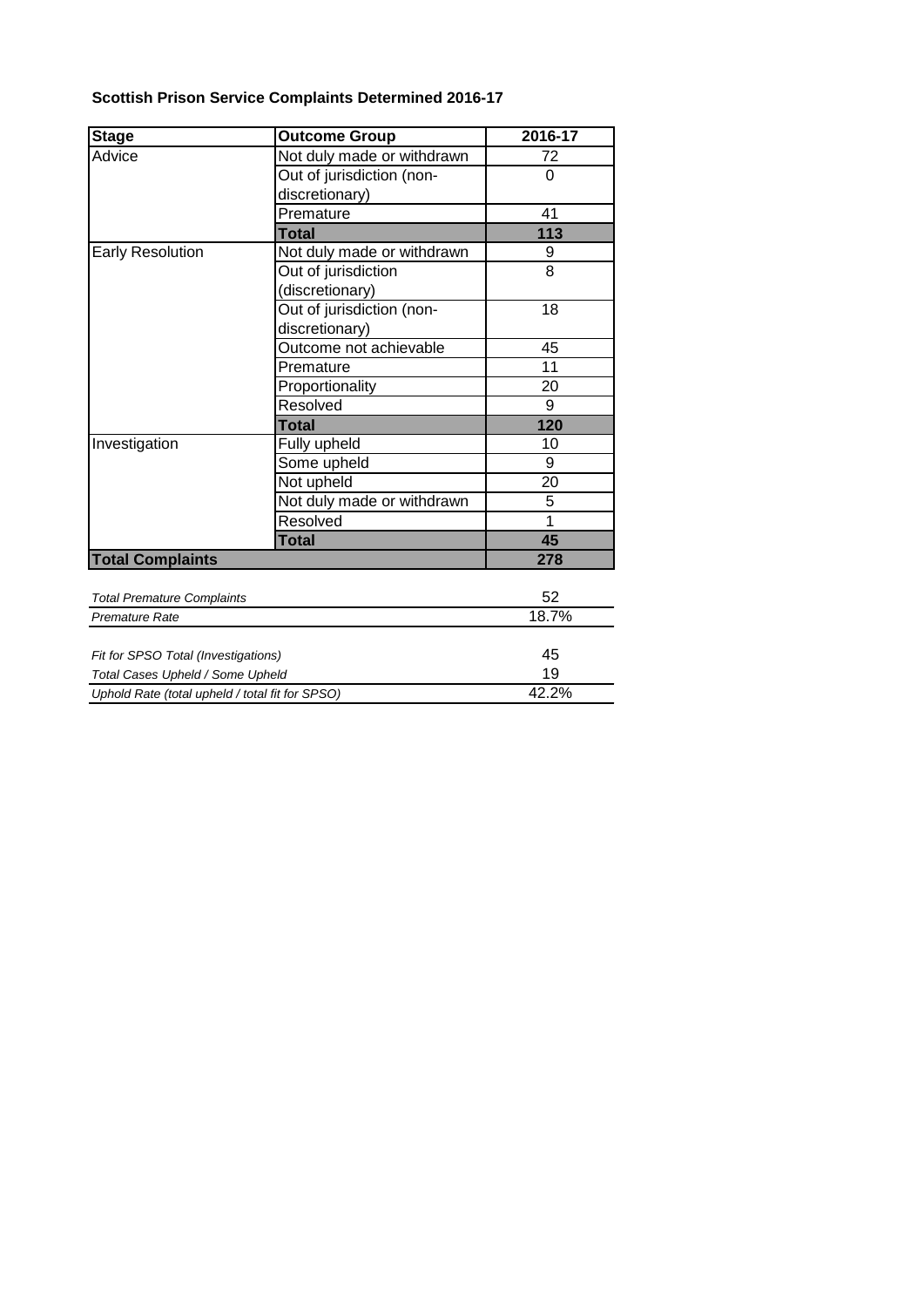**Scottish Prison Service Complaints Determined 2016-17**

| Stage | Outcome Group | 2016-17 |
|---|---|---|
| Advice | Not duly made or withdrawn | 72 |
| | Out of jurisdiction (non-discretionary) | 0 |
| | Premature | 41 |
| | **Total** | **113** |
| Early Resolution | Not duly made or withdrawn | 9 |
| | Out of jurisdiction (discretionary) | 8 |
| | Out of jurisdiction (non-discretionary) | 18 |
| | Outcome not achievable | 45 |
| | Premature | 11 |
| | Proportionality | 20 |
| | Resolved | 9 |
| | **Total** | **120** |
| Investigation | Fully upheld | 10 |
| | Some upheld | 9 |
| | Not upheld | 20 |
| | Not duly made or withdrawn | 5 |
| | Resolved | 1 |
| | **Total** | **45** |
| **Total Complaints** | | **278** |

| | |
|---|---|
| *Total Premature Complaints* | 52 |
| *Premature Rate* | 18.7% |
| *Fit for SPSO Total (Investigations)* | 45 |
| *Total Cases Upheld / Some Upheld* | 19 |
| *Uphold Rate (total upheld / total fit for SPSO)* | 42.2% |